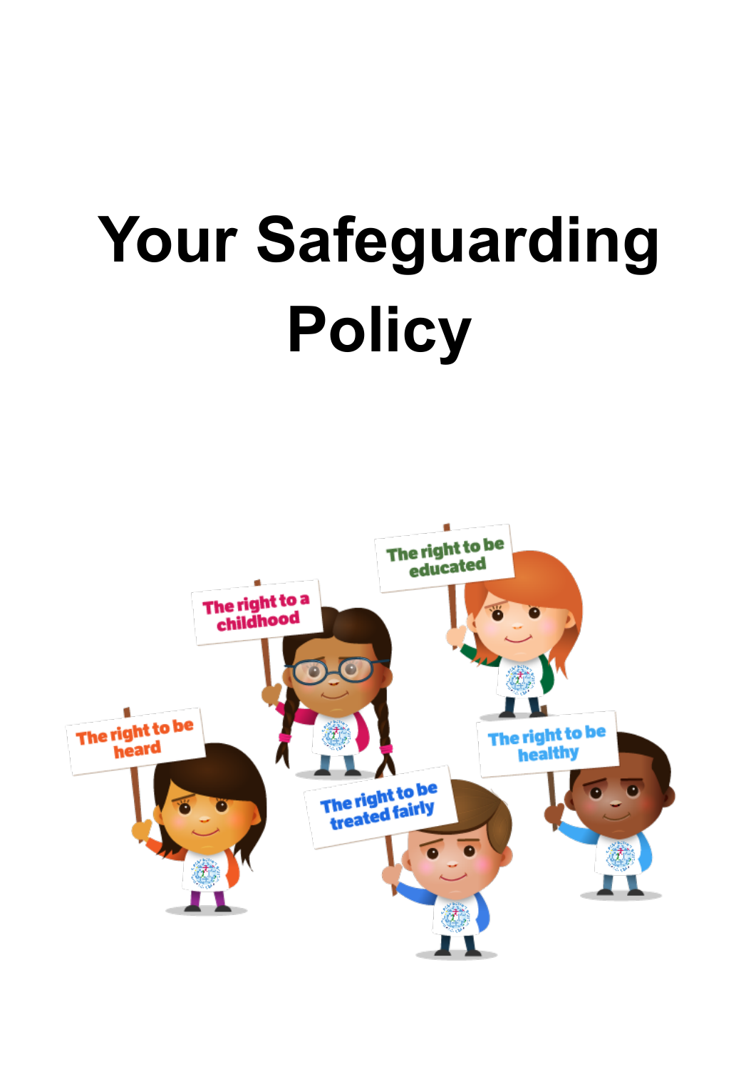# Your Safeguarding Policy

The right to be educated

The right to a childhood

The right to be heard

The right to be healthy

The right to be treated fairly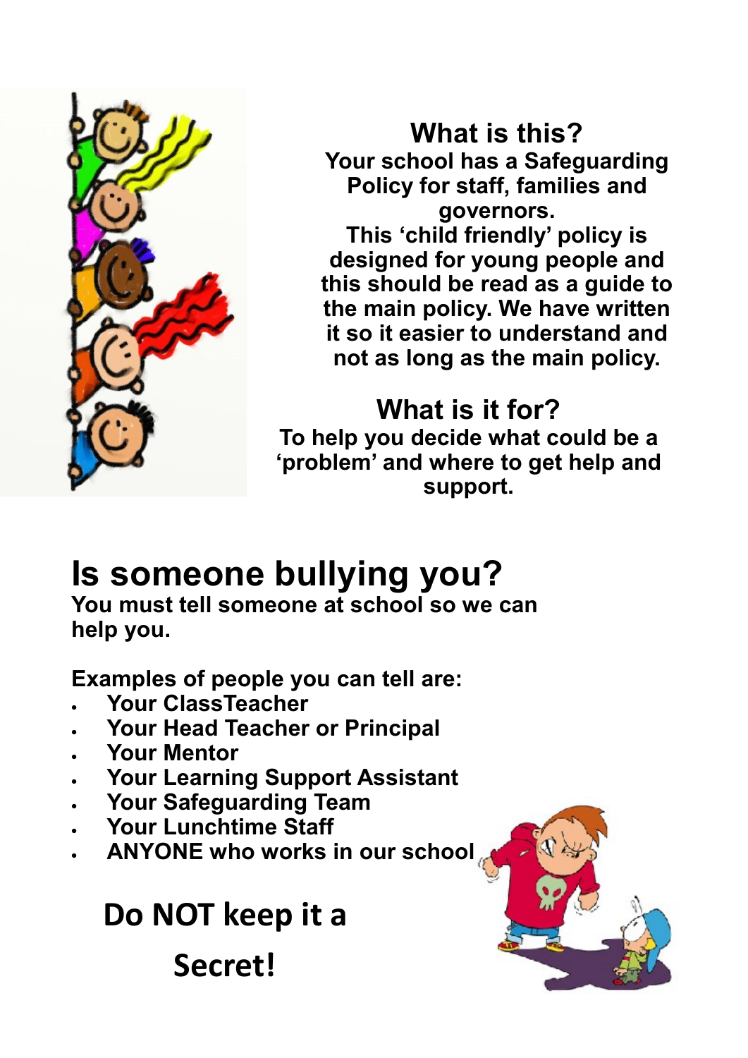## What is this?

Your school has a Safeguarding Policy for staff, families and governors.
This 'child friendly' policy is designed for young people and this should be read as a guide to the main policy. We have written it so it easier to understand and not as long as the main policy.

## What is it for?

To help you decide what could be a 'problem' and where to get help and support.

# Is someone bullying you?

**You must tell someone at school so we can help you.**

**Examples of people you can tell are:**

- **Your ClassTeacher**
- **Your Head Teacher or Principal**
- **Your Mentor**
- **Your Learning Support Assistant**
- **Your Safeguarding Team**
- **Your Lunchtime Staff**
- **ANYONE who works in our school**

**Do NOT keep it a Secret!**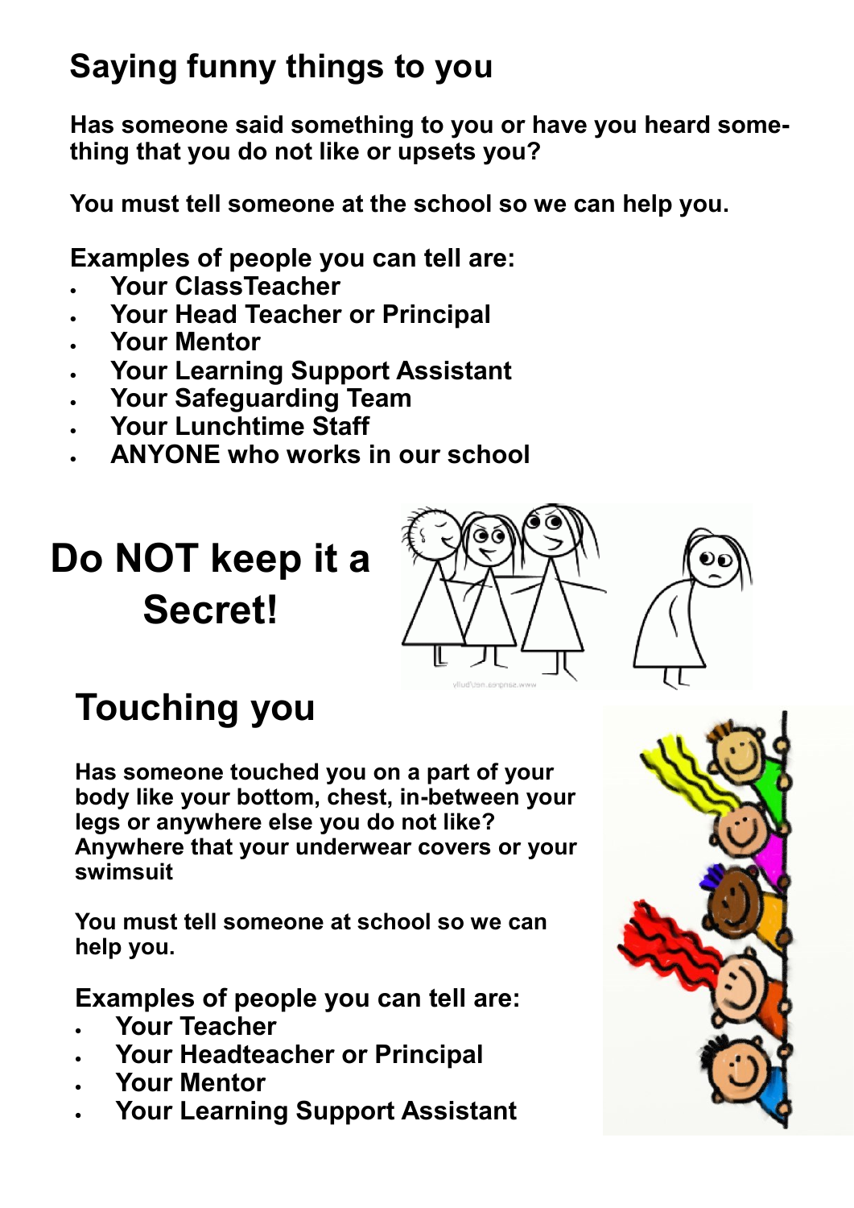## Saying funny things to you

**Has someone said something to you or have you heard something that you do not like or upsets you?**

**You must tell someone at the school so we can help you.**

**Examples of people you can tell are:**

- **Your ClassTeacher**
- **Your Head Teacher or Principal**
- **Your Mentor**
- **Your Learning Support Assistant**
- **Your Safeguarding Team**
- **Your Lunchtime Staff**
- **ANYONE who works in our school**

# Do NOT keep it a Secret!

## Touching you

**Has someone touched you on a part of your body like your bottom, chest, in-between your legs or anywhere else you do not like? Anywhere that your underwear covers or your swimsuit**

**You must tell someone at school so we can help you.**

**Examples of people you can tell are:**

- **Your Teacher**
- **Your Headteacher or Principal**
- **Your Mentor**
- **Your Learning Support Assistant**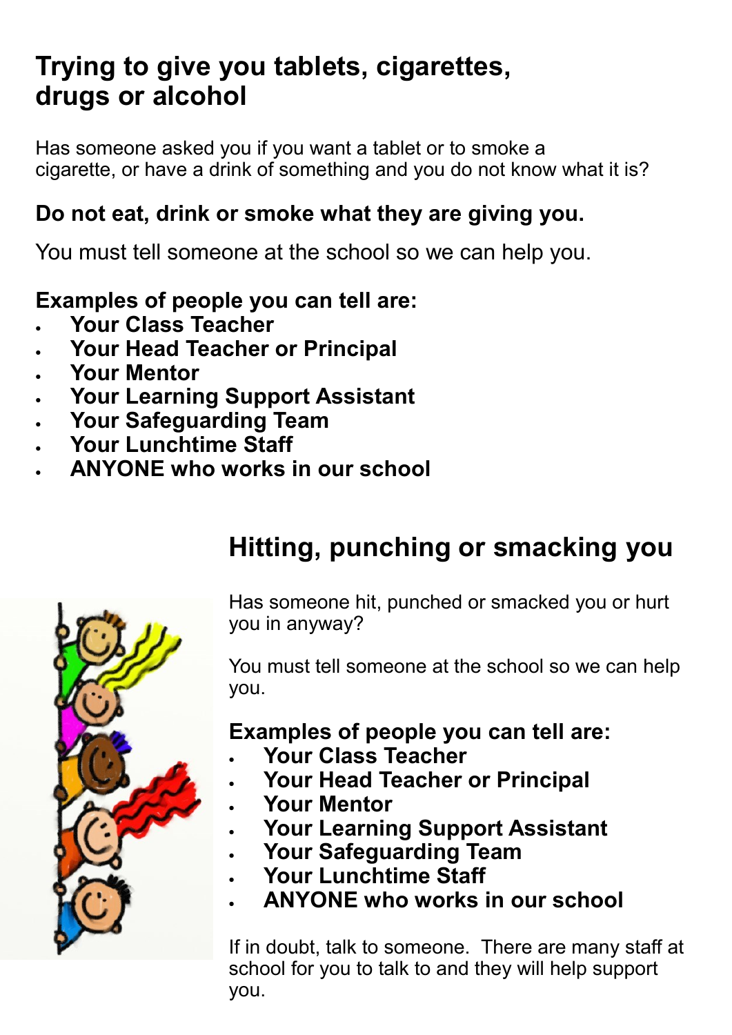## Trying to give you tablets, cigarettes, drugs or alcohol

Has someone asked you if you want a tablet or to smoke a cigarette, or have a drink of something and you do not know what it is?

**Do not eat, drink or smoke what they are giving you.**

You must tell someone at the school so we can help you.

**Examples of people you can tell are:**

- **Your Class Teacher**
- **Your Head Teacher or Principal**
- **Your Mentor**
- **Your Learning Support Assistant**
- **Your Safeguarding Team**
- **Your Lunchtime Staff**
- **ANYONE who works in our school**

## Hitting, punching or smacking you

Has someone hit, punched or smacked you or hurt you in anyway?

You must tell someone at the school so we can help you.

**Examples of people you can tell are:**

- **Your Class Teacher**
- **Your Head Teacher or Principal**
- **Your Mentor**
- **Your Learning Support Assistant**
- **Your Safeguarding Team**
- **Your Lunchtime Staff**
- **ANYONE who works in our school**

If in doubt, talk to someone. There are many staff at school for you to talk to and they will help support you.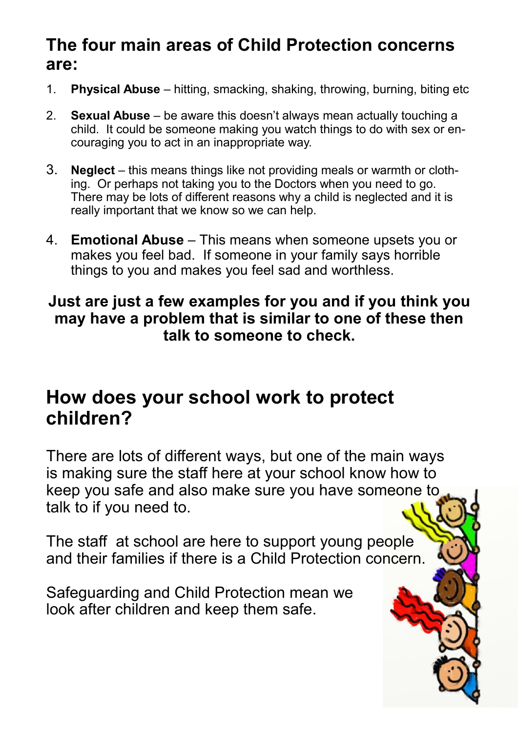## The four main areas of Child Protection concerns are:

1. **Physical Abuse** – hitting, smacking, shaking, throwing, burning, biting etc
2. **Sexual Abuse** – be aware this doesn't always mean actually touching a child. It could be someone making you watch things to do with sex or encouraging you to act in an inappropriate way.
3. **Neglect** – this means things like not providing meals or warmth or clothing. Or perhaps not taking you to the Doctors when you need to go. There may be lots of different reasons why a child is neglected and it is really important that we know so we can help.
4. **Emotional Abuse** – This means when someone upsets you or makes you feel bad. If someone in your family says horrible things to you and makes you feel sad and worthless.

**Just are just a few examples for you and if you think you may have a problem that is similar to one of these then talk to someone to check.**

## How does your school work to protect children?

There are lots of different ways, but one of the main ways is making sure the staff here at your school know how to keep you safe and also make sure you have someone to talk to if you need to.

The staff at school are here to support young people and their families if there is a Child Protection concern.

Safeguarding and Child Protection mean we look after children and keep them safe.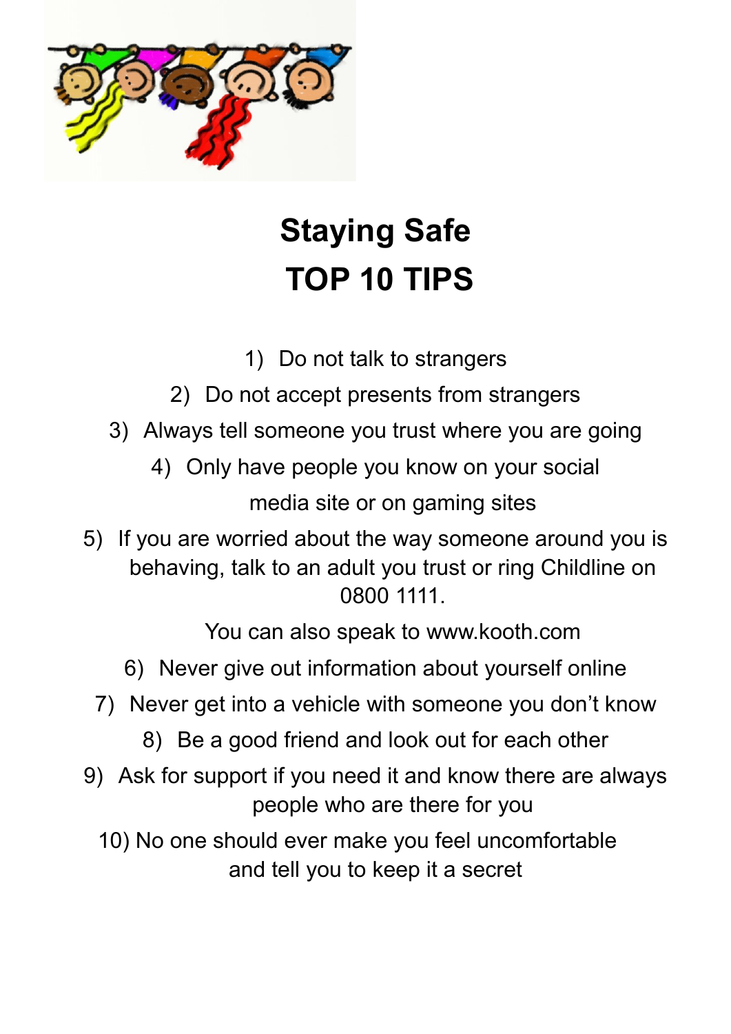# Staying Safe
# TOP 10 TIPS

1) Do not talk to strangers
2) Do not accept presents from strangers
3) Always tell someone you trust where you are going
4) Only have people you know on your social media site or on gaming sites
5) If you are worried about the way someone around you is behaving, talk to an adult you trust or ring Childline on 0800 1111.

   You can also speak to www.kooth.com
6) Never give out information about yourself online
7) Never get into a vehicle with someone you don't know
8) Be a good friend and look out for each other
9) Ask for support if you need it and know there are always people who are there for you
10) No one should ever make you feel uncomfortable and tell you to keep it a secret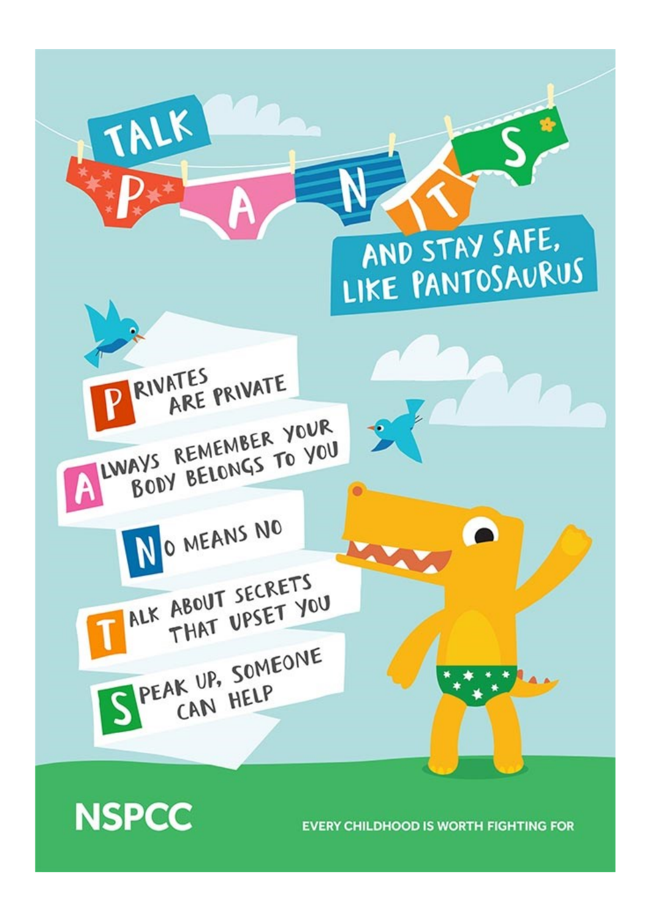# TALK PANTS

## AND STAY SAFE, LIKE PANTOSAURUS

- **P**rivates are private
- **A**lways remember your body belongs to you
- **N**o means no
- **T**alk about secrets that upset you
- **S**peak up, someone can help

NSPCC

EVERY CHILDHOOD IS WORTH FIGHTING FOR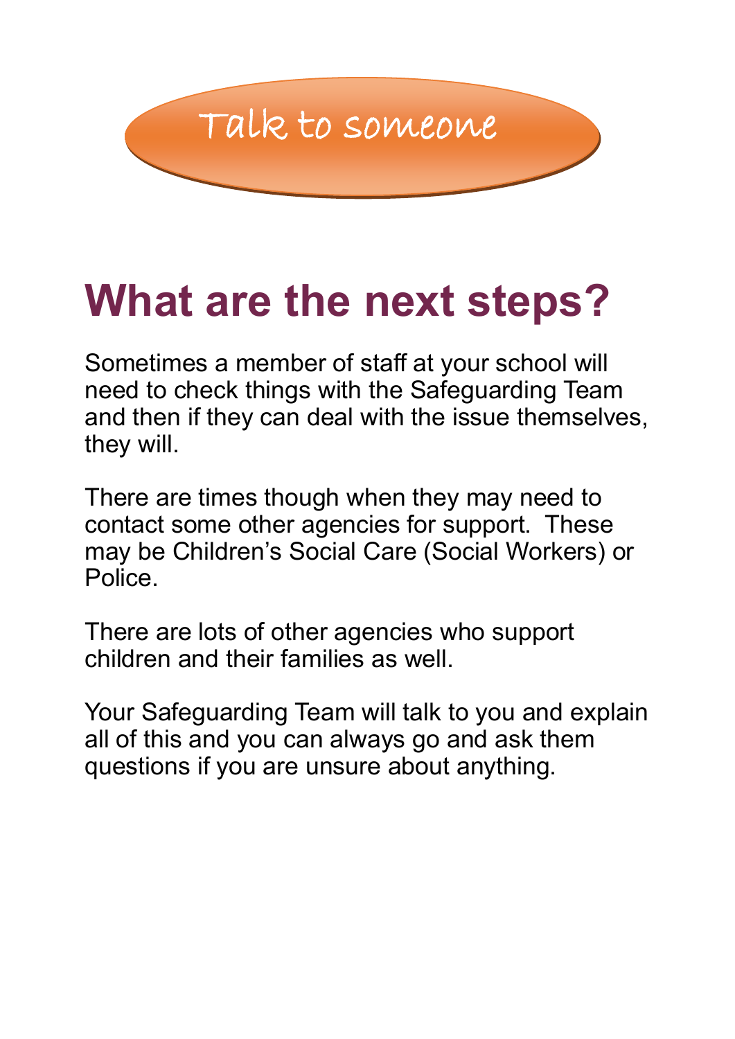Talk to someone

# What are the next steps?

Sometimes a member of staff at your school will need to check things with the Safeguarding Team and then if they can deal with the issue themselves, they will.

There are times though when they may need to contact some other agencies for support. These may be Children's Social Care (Social Workers) or Police.

There are lots of other agencies who support children and their families as well.

Your Safeguarding Team will talk to you and explain all of this and you can always go and ask them questions if you are unsure about anything.